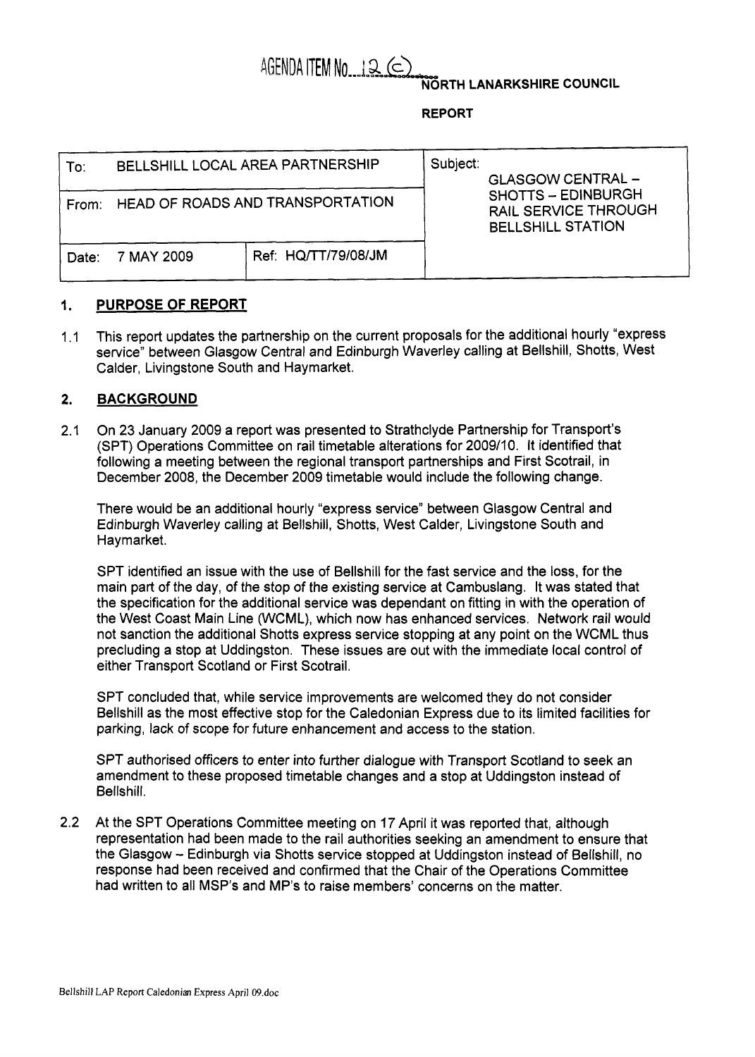AGENDA ITEM No. 12 (c)

**NORTH LANARKSHIRE COUNCIL**

**REPORT**

| To: BELLSHILL LOCAL AREA PARTNERSHIP | | Subject: GLASGOW CENTRAL – SHOTTS – EDINBURGH RAIL SERVICE THROUGH BELLSHILL STATION |
|---|---|---|
| From: HEAD OF ROADS AND TRANSPORTATION | | |
| Date: 7 MAY 2009 | Ref: HQ/TT/79/08/JM | |

## 1. PURPOSE OF REPORT

1.1 This report updates the partnership on the current proposals for the additional hourly "express service" between Glasgow Central and Edinburgh Waverley calling at Bellshill, Shotts, West Calder, Livingstone South and Haymarket.

## 2. BACKGROUND

2.1 On 23 January 2009 a report was presented to Strathclyde Partnership for Transport's (SPT) Operations Committee on rail timetable alterations for 2009/10. It identified that following a meeting between the regional transport partnerships and First Scotrail, in December 2008, the December 2009 timetable would include the following change.

There would be an additional hourly "express service" between Glasgow Central and Edinburgh Waverley calling at Bellshill, Shotts, West Calder, Livingstone South and Haymarket.

SPT identified an issue with the use of Bellshill for the fast service and the loss, for the main part of the day, of the stop of the existing service at Cambuslang. It was stated that the specification for the additional service was dependant on fitting in with the operation of the West Coast Main Line (WCML), which now has enhanced services. Network rail would not sanction the additional Shotts express service stopping at any point on the WCML thus precluding a stop at Uddingston. These issues are out with the immediate local control of either Transport Scotland or First Scotrail.

SPT concluded that, while service improvements are welcomed they do not consider Bellshill as the most effective stop for the Caledonian Express due to its limited facilities for parking, lack of scope for future enhancement and access to the station.

SPT authorised officers to enter into further dialogue with Transport Scotland to seek an amendment to these proposed timetable changes and a stop at Uddingston instead of Bellshill.

2.2 At the SPT Operations Committee meeting on 17 April it was reported that, although representation had been made to the rail authorities seeking an amendment to ensure that the Glasgow – Edinburgh via Shotts service stopped at Uddingston instead of Bellshill, no response had been received and confirmed that the Chair of the Operations Committee had written to all MSP's and MP's to raise members' concerns on the matter.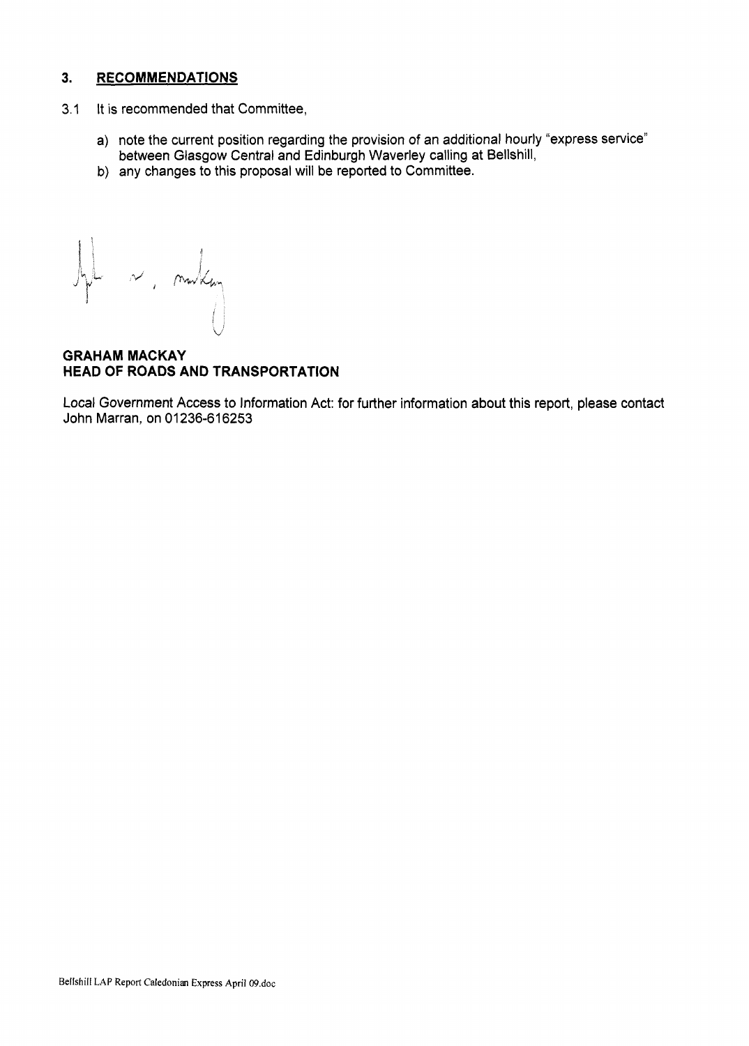## 3. RECOMMENDATIONS

3.1 It is recommended that Committee,

a) note the current position regarding the provision of an additional hourly "express service" between Glasgow Central and Edinburgh Waverley calling at Bellshill,
b) any changes to this proposal will be reported to Committee.

**GRAHAM MACKAY**
**HEAD OF ROADS AND TRANSPORTATION**

Local Government Access to Information Act: for further information about this report, please contact John Marran, on 01236-616253

Bellshill LAP Report Caledonian Express April 09.doc